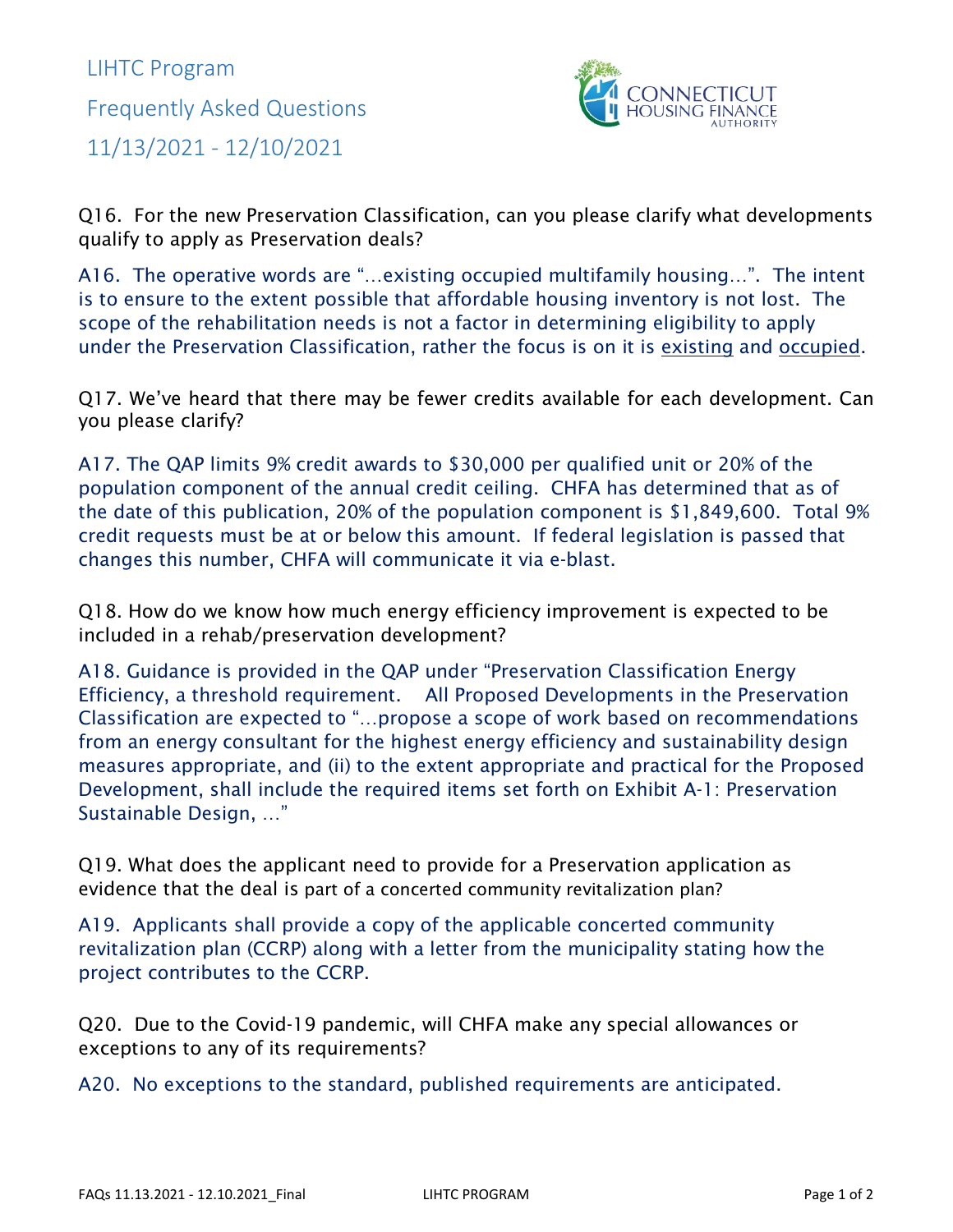LIHTC Program

Frequently Asked Questions

11/13/2021 - 12/10/2021

Q16. For the new Preservation Classification, can you please clarify what developments qualify to apply as Preservation deals?

A16. The operative words are "…existing occupied multifamily housing…". The intent is to ensure to the extent possible that affordable housing inventory is not lost. The scope of the rehabilitation needs is not a factor in determining eligibility to apply under the Preservation Classification, rather the focus is on it is existing and occupied.

Q17. We've heard that there may be fewer credits available for each development. Can you please clarify?

A17. The QAP limits 9% credit awards to $30,000 per qualified unit or 20% of the population component of the annual credit ceiling. CHFA has determined that as of the date of this publication, 20% of the population component is $1,849,600. Total 9% credit requests must be at or below this amount. If federal legislation is passed that changes this number, CHFA will communicate it via e-blast.

Q18. How do we know how much energy efficiency improvement is expected to be included in a rehab/preservation development?

A18. Guidance is provided in the QAP under "Preservation Classification Energy Efficiency, a threshold requirement. All Proposed Developments in the Preservation Classification are expected to "…propose a scope of work based on recommendations from an energy consultant for the highest energy efficiency and sustainability design measures appropriate, and (ii) to the extent appropriate and practical for the Proposed Development, shall include the required items set forth on Exhibit A-1: Preservation Sustainable Design, …"

Q19. What does the applicant need to provide for a Preservation application as evidence that the deal is part of a concerted community revitalization plan?

A19. Applicants shall provide a copy of the applicable concerted community revitalization plan (CCRP) along with a letter from the municipality stating how the project contributes to the CCRP.

Q20. Due to the Covid-19 pandemic, will CHFA make any special allowances or exceptions to any of its requirements?

A20. No exceptions to the standard, published requirements are anticipated.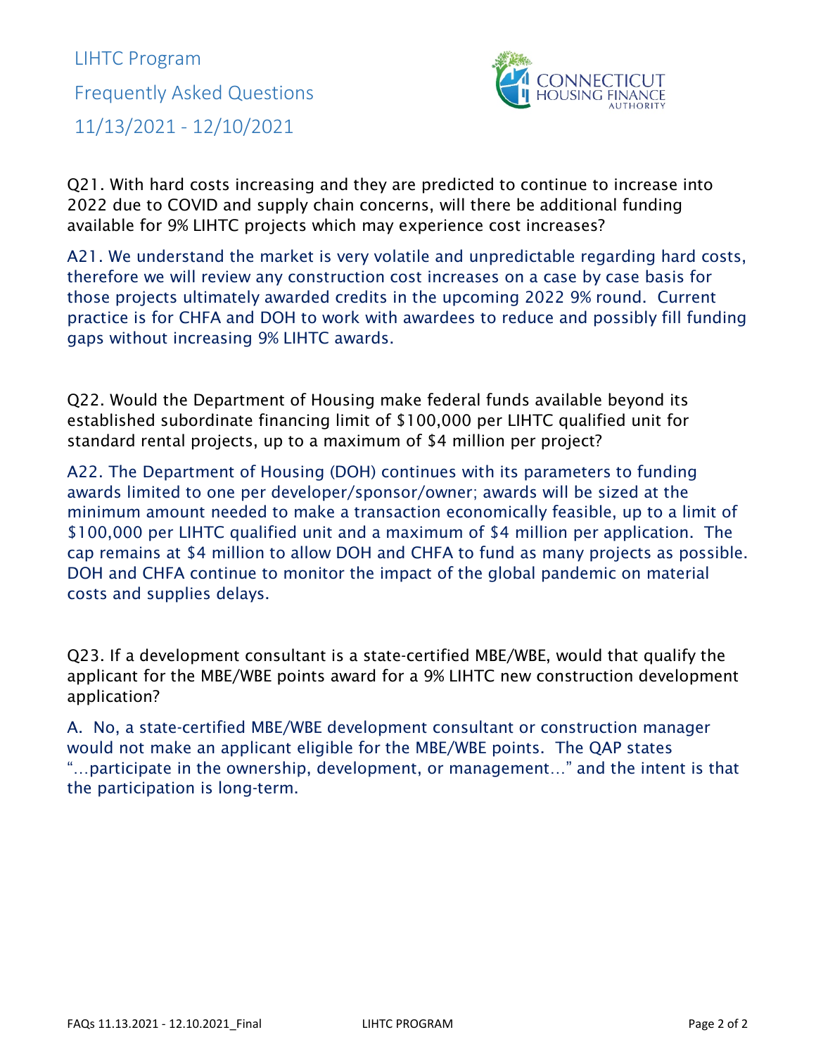LIHTC Program

Frequently Asked Questions

11/13/2021 - 12/10/2021

Q21. With hard costs increasing and they are predicted to continue to increase into 2022 due to COVID and supply chain concerns, will there be additional funding available for 9% LIHTC projects which may experience cost increases?

A21. We understand the market is very volatile and unpredictable regarding hard costs, therefore we will review any construction cost increases on a case by case basis for those projects ultimately awarded credits in the upcoming 2022 9% round. Current practice is for CHFA and DOH to work with awardees to reduce and possibly fill funding gaps without increasing 9% LIHTC awards.

Q22. Would the Department of Housing make federal funds available beyond its established subordinate financing limit of $100,000 per LIHTC qualified unit for standard rental projects, up to a maximum of $4 million per project?

A22. The Department of Housing (DOH) continues with its parameters to funding awards limited to one per developer/sponsor/owner; awards will be sized at the minimum amount needed to make a transaction economically feasible, up to a limit of $100,000 per LIHTC qualified unit and a maximum of $4 million per application. The cap remains at $4 million to allow DOH and CHFA to fund as many projects as possible. DOH and CHFA continue to monitor the impact of the global pandemic on material costs and supplies delays.

Q23. If a development consultant is a state-certified MBE/WBE, would that qualify the applicant for the MBE/WBE points award for a 9% LIHTC new construction development application?

A. No, a state-certified MBE/WBE development consultant or construction manager would not make an applicant eligible for the MBE/WBE points. The QAP states "…participate in the ownership, development, or management…" and the intent is that the participation is long-term.